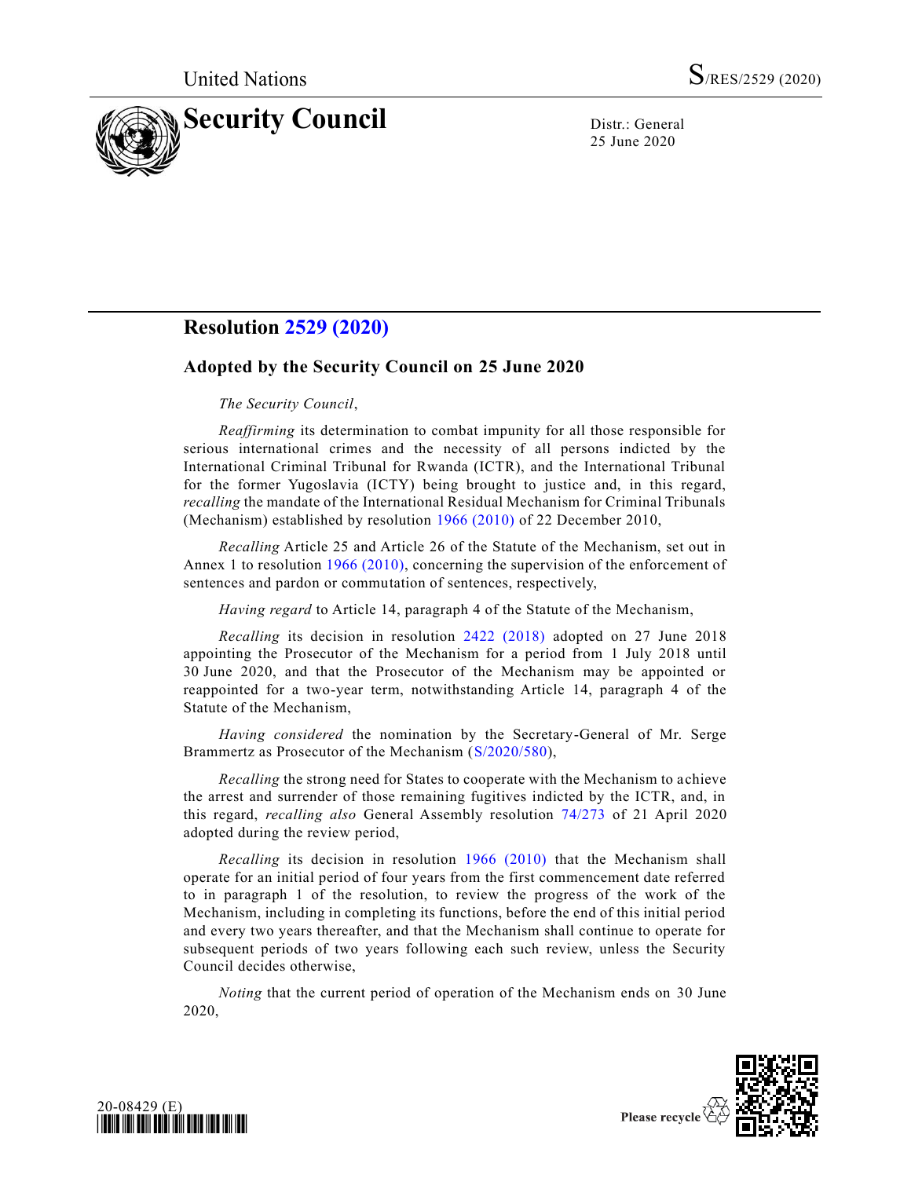United Nations S/RES/2529 (2020)

# Security Council

Distr.: General
25 June 2020

## Resolution 2529 (2020)

### Adopted by the Security Council on 25 June 2020

*The Security Council*,

*Reaffirming* its determination to combat impunity for all those responsible for serious international crimes and the necessity of all persons indicted by the International Criminal Tribunal for Rwanda (ICTR), and the International Tribunal for the former Yugoslavia (ICTY) being brought to justice and, in this regard, *recalling* the mandate of the International Residual Mechanism for Criminal Tribunals (Mechanism) established by resolution 1966 (2010) of 22 December 2010,

*Recalling* Article 25 and Article 26 of the Statute of the Mechanism, set out in Annex 1 to resolution 1966 (2010), concerning the supervision of the enforcement of sentences and pardon or commutation of sentences, respectively,

*Having regard* to Article 14, paragraph 4 of the Statute of the Mechanism,

*Recalling* its decision in resolution 2422 (2018) adopted on 27 June 2018 appointing the Prosecutor of the Mechanism for a period from 1 July 2018 until 30 June 2020, and that the Prosecutor of the Mechanism may be appointed or reappointed for a two-year term, notwithstanding Article 14, paragraph 4 of the Statute of the Mechanism,

*Having considered* the nomination by the Secretary-General of Mr. Serge Brammertz as Prosecutor of the Mechanism (S/2020/580),

*Recalling* the strong need for States to cooperate with the Mechanism to achieve the arrest and surrender of those remaining fugitives indicted by the ICTR, and, in this regard, *recalling also* General Assembly resolution 74/273 of 21 April 2020 adopted during the review period,

*Recalling* its decision in resolution 1966 (2010) that the Mechanism shall operate for an initial period of four years from the first commencement date referred to in paragraph 1 of the resolution, to review the progress of the work of the Mechanism, including in completing its functions, before the end of this initial period and every two years thereafter, and that the Mechanism shall continue to operate for subsequent periods of two years following each such review, unless the Security Council decides otherwise,

*Noting* that the current period of operation of the Mechanism ends on 30 June 2020,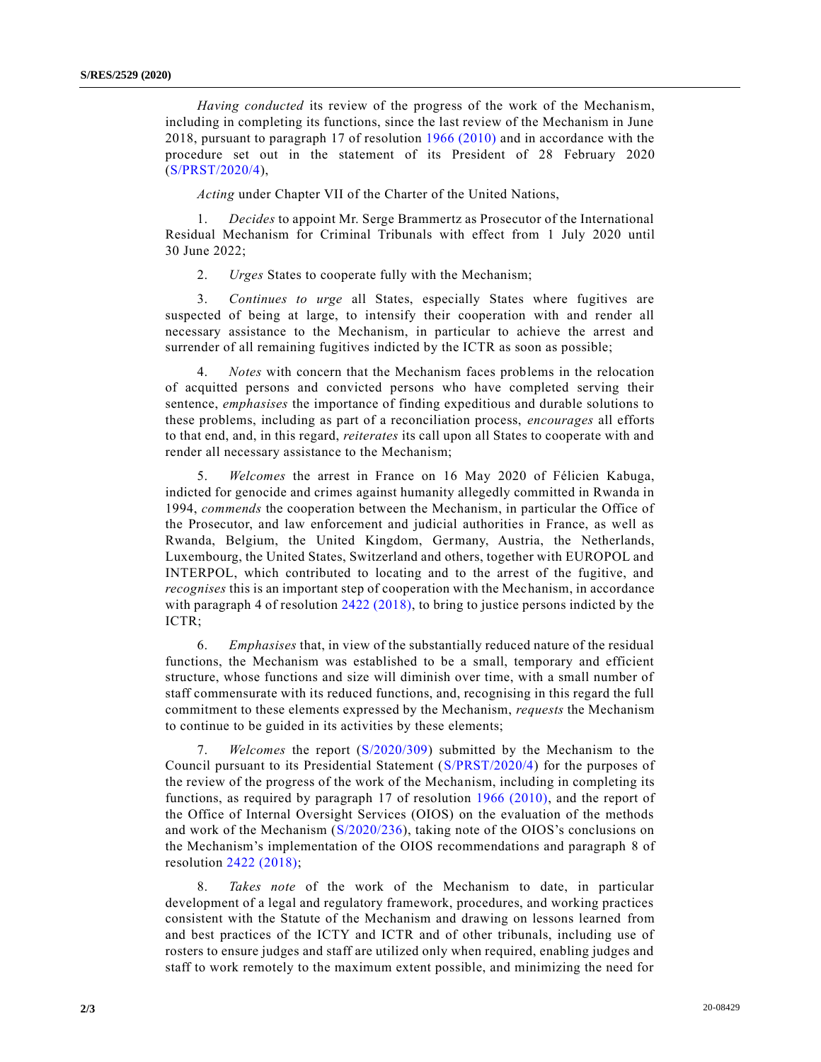*Having conducted* its review of the progress of the work of the Mechanism, including in completing its functions, since the last review of the Mechanism in June 2018, pursuant to paragraph 17 of resolution 1966 (2010) and in accordance with the procedure set out in the statement of its President of 28 February 2020 (S/PRST/2020/4),

*Acting* under Chapter VII of the Charter of the United Nations,

1. *Decides* to appoint Mr. Serge Brammertz as Prosecutor of the International Residual Mechanism for Criminal Tribunals with effect from 1 July 2020 until 30 June 2022;

2. *Urges* States to cooperate fully with the Mechanism;

3. *Continues to urge* all States, especially States where fugitives are suspected of being at large, to intensify their cooperation with and render all necessary assistance to the Mechanism, in particular to achieve the arrest and surrender of all remaining fugitives indicted by the ICTR as soon as possible;

4. *Notes* with concern that the Mechanism faces problems in the relocation of acquitted persons and convicted persons who have completed serving their sentence, *emphasises* the importance of finding expeditious and durable solutions to these problems, including as part of a reconciliation process, *encourages* all efforts to that end, and, in this regard, *reiterates* its call upon all States to cooperate with and render all necessary assistance to the Mechanism;

5. *Welcomes* the arrest in France on 16 May 2020 of Félicien Kabuga, indicted for genocide and crimes against humanity allegedly committed in Rwanda in 1994, *commends* the cooperation between the Mechanism, in particular the Office of the Prosecutor, and law enforcement and judicial authorities in France, as well as Rwanda, Belgium, the United Kingdom, Germany, Austria, the Netherlands, Luxembourg, the United States, Switzerland and others, together with EUROPOL and INTERPOL, which contributed to locating and to the arrest of the fugitive, and *recognises* this is an important step of cooperation with the Mechanism, in accordance with paragraph 4 of resolution 2422 (2018), to bring to justice persons indicted by the ICTR;

6. *Emphasises* that, in view of the substantially reduced nature of the residual functions, the Mechanism was established to be a small, temporary and efficient structure, whose functions and size will diminish over time, with a small number of staff commensurate with its reduced functions, and, recognising in this regard the full commitment to these elements expressed by the Mechanism, *requests* the Mechanism to continue to be guided in its activities by these elements;

7. *Welcomes* the report (S/2020/309) submitted by the Mechanism to the Council pursuant to its Presidential Statement (S/PRST/2020/4) for the purposes of the review of the progress of the work of the Mechanism, including in completing its functions, as required by paragraph 17 of resolution 1966 (2010), and the report of the Office of Internal Oversight Services (OIOS) on the evaluation of the methods and work of the Mechanism (S/2020/236), taking note of the OIOS's conclusions on the Mechanism's implementation of the OIOS recommendations and paragraph 8 of resolution 2422 (2018);

8. *Takes note* of the work of the Mechanism to date, in particular development of a legal and regulatory framework, procedures, and working practices consistent with the Statute of the Mechanism and drawing on lessons learned from and best practices of the ICTY and ICTR and of other tribunals, including use of rosters to ensure judges and staff are utilized only when required, enabling judges and staff to work remotely to the maximum extent possible, and minimizing the need for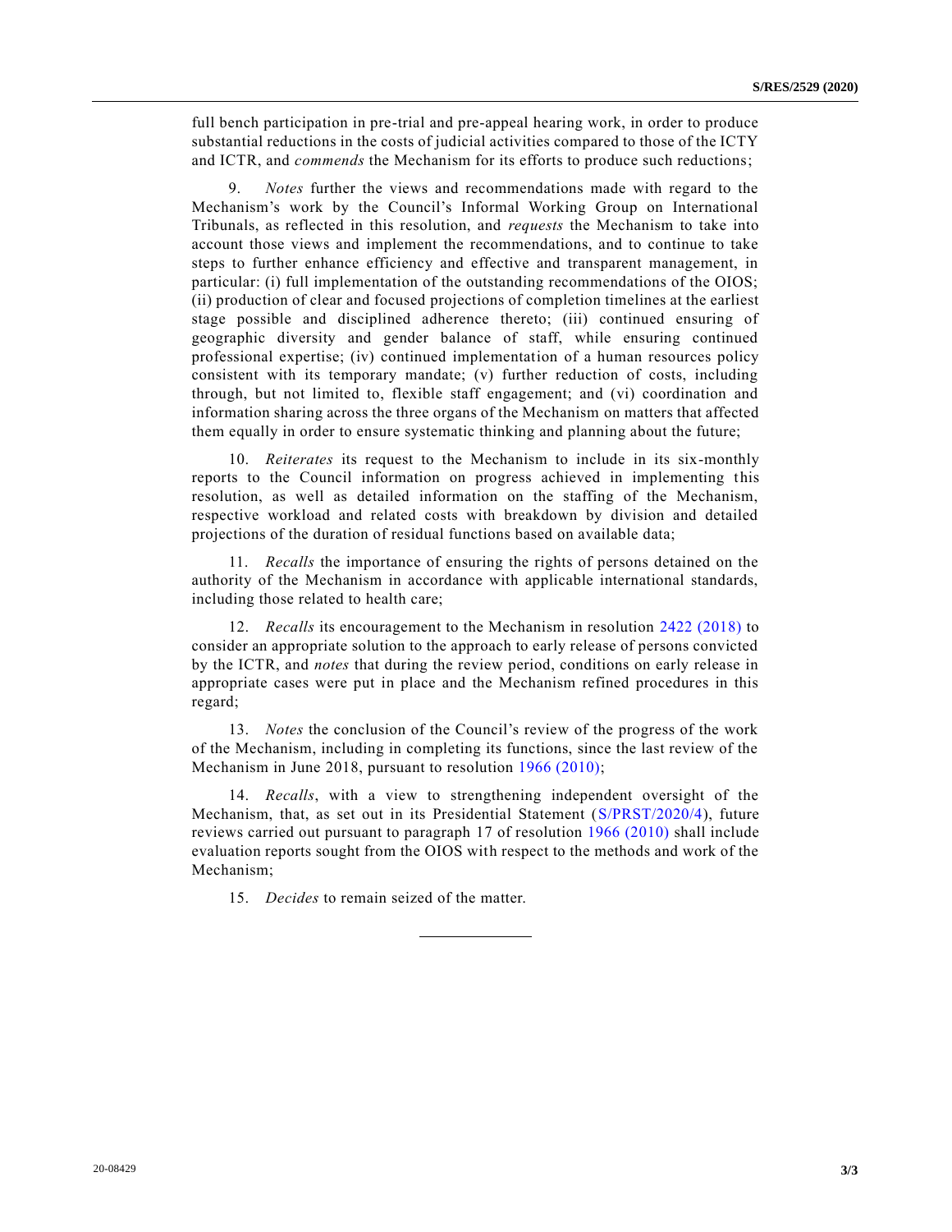full bench participation in pre-trial and pre-appeal hearing work, in order to produce substantial reductions in the costs of judicial activities compared to those of the ICTY and ICTR, and *commends* the Mechanism for its efforts to produce such reductions;

9. *Notes* further the views and recommendations made with regard to the Mechanism's work by the Council's Informal Working Group on International Tribunals, as reflected in this resolution, and *requests* the Mechanism to take into account those views and implement the recommendations, and to continue to take steps to further enhance efficiency and effective and transparent management, in particular: (i) full implementation of the outstanding recommendations of the OIOS; (ii) production of clear and focused projections of completion timelines at the earliest stage possible and disciplined adherence thereto; (iii) continued ensuring of geographic diversity and gender balance of staff, while ensuring continued professional expertise; (iv) continued implementation of a human resources policy consistent with its temporary mandate; (v) further reduction of costs, including through, but not limited to, flexible staff engagement; and (vi) coordination and information sharing across the three organs of the Mechanism on matters that affected them equally in order to ensure systematic thinking and planning about the future;

10. *Reiterates* its request to the Mechanism to include in its six-monthly reports to the Council information on progress achieved in implementing this resolution, as well as detailed information on the staffing of the Mechanism, respective workload and related costs with breakdown by division and detailed projections of the duration of residual functions based on available data;

11. *Recalls* the importance of ensuring the rights of persons detained on the authority of the Mechanism in accordance with applicable international standards, including those related to health care;

12. *Recalls* its encouragement to the Mechanism in resolution 2422 (2018) to consider an appropriate solution to the approach to early release of persons convicted by the ICTR, and *notes* that during the review period, conditions on early release in appropriate cases were put in place and the Mechanism refined procedures in this regard;

13. *Notes* the conclusion of the Council's review of the progress of the work of the Mechanism, including in completing its functions, since the last review of the Mechanism in June 2018, pursuant to resolution 1966 (2010);

14. *Recalls*, with a view to strengthening independent oversight of the Mechanism, that, as set out in its Presidential Statement (S/PRST/2020/4), future reviews carried out pursuant to paragraph 17 of resolution 1966 (2010) shall include evaluation reports sought from the OIOS with respect to the methods and work of the Mechanism;

15. *Decides* to remain seized of the matter.